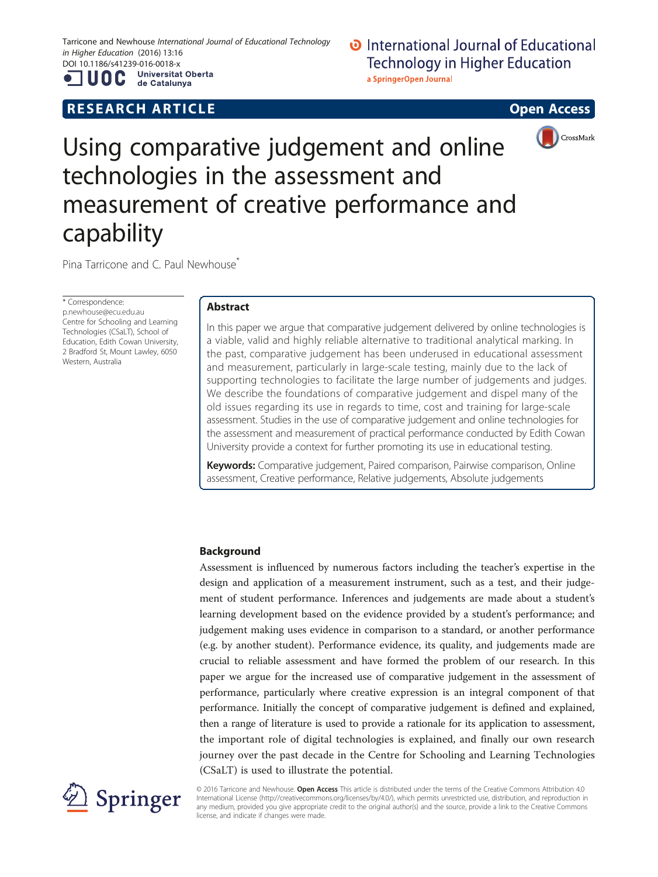# Using comparative judgement and online technologies in the assessment and measurement of creative performance and capability

Pina Tarricone and C. Paul Newhouse*

\* Correspondence: p.newhouse@ecu.edu.au
Centre for Schooling and Learning Technologies (CSaLT), School of Education, Edith Cowan University, 2 Bradford St, Mount Lawley, 6050 Western, Australia

## Abstract

In this paper we argue that comparative judgement delivered by online technologies is a viable, valid and highly reliable alternative to traditional analytical marking. In the past, comparative judgement has been underused in educational assessment and measurement, particularly in large-scale testing, mainly due to the lack of supporting technologies to facilitate the large number of judgements and judges. We describe the foundations of comparative judgement and dispel many of the old issues regarding its use in regards to time, cost and training for large-scale assessment. Studies in the use of comparative judgement and online technologies for the assessment and measurement of practical performance conducted by Edith Cowan University provide a context for further promoting its use in educational testing.

**Keywords:** Comparative judgement, Paired comparison, Pairwise comparison, Online assessment, Creative performance, Relative judgements, Absolute judgements

## Background

Assessment is influenced by numerous factors including the teacher's expertise in the design and application of a measurement instrument, such as a test, and their judgement of student performance. Inferences and judgements are made about a student's learning development based on the evidence provided by a student's performance; and judgement making uses evidence in comparison to a standard, or another performance (e.g. by another student). Performance evidence, its quality, and judgements made are crucial to reliable assessment and have formed the problem of our research. In this paper we argue for the increased use of comparative judgement in the assessment of performance, particularly where creative expression is an integral component of that performance. Initially the concept of comparative judgement is defined and explained, then a range of literature is used to provide a rationale for its application to assessment, the important role of digital technologies is explained, and finally our own research journey over the past decade in the Centre for Schooling and Learning Technologies (CSaLT) is used to illustrate the potential.

© 2016 Tarricone and Newhouse. **Open Access** This article is distributed under the terms of the Creative Commons Attribution 4.0 International License (http://creativecommons.org/licenses/by/4.0/), which permits unrestricted use, distribution, and reproduction in any medium, provided you give appropriate credit to the original author(s) and the source, provide a link to the Creative Commons license, and indicate if changes were made.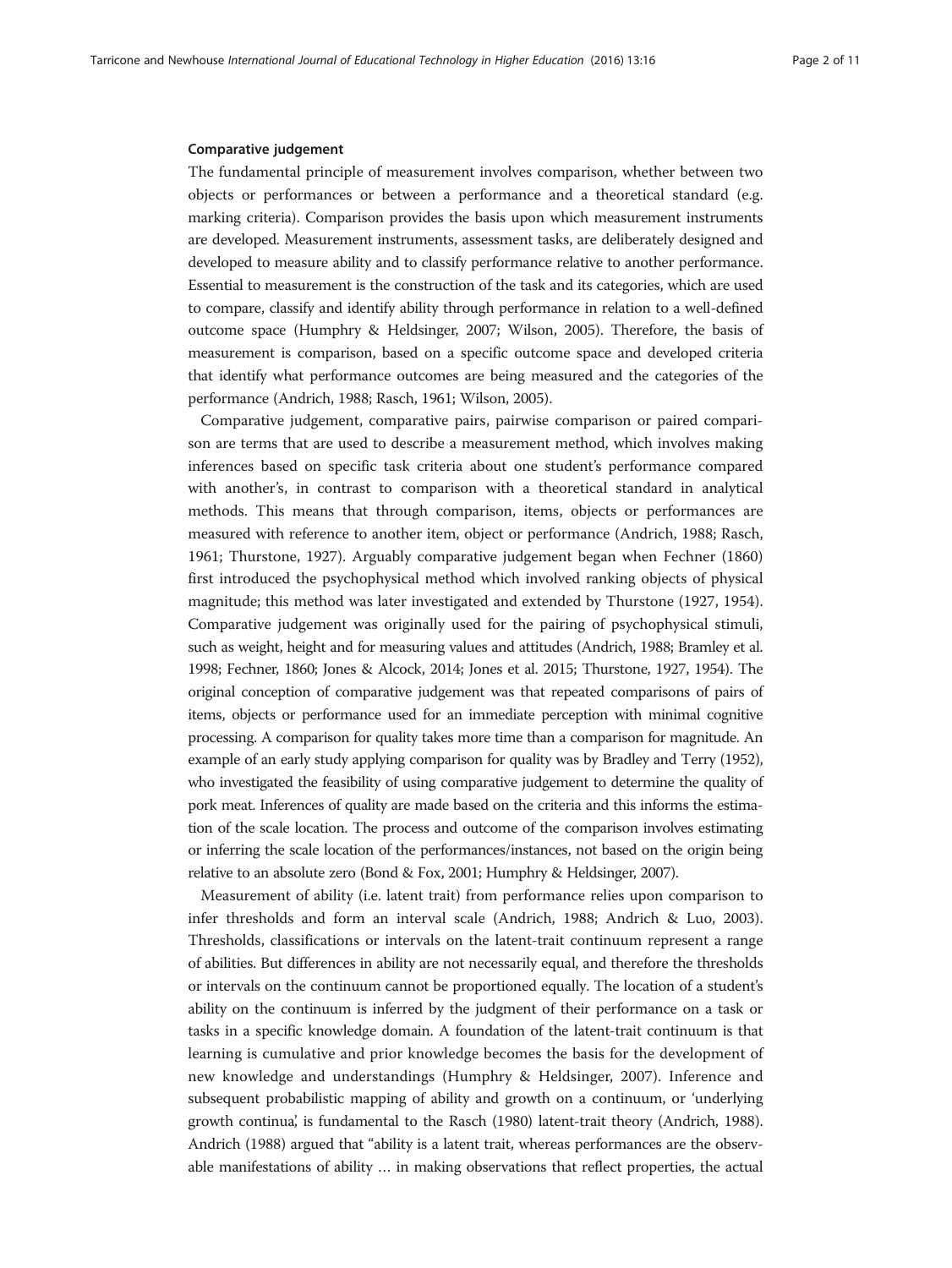### Comparative judgement

The fundamental principle of measurement involves comparison, whether between two objects or performances or between a performance and a theoretical standard (e.g. marking criteria). Comparison provides the basis upon which measurement instruments are developed. Measurement instruments, assessment tasks, are deliberately designed and developed to measure ability and to classify performance relative to another performance. Essential to measurement is the construction of the task and its categories, which are used to compare, classify and identify ability through performance in relation to a well-defined outcome space (Humphry & Heldsinger, 2007; Wilson, 2005). Therefore, the basis of measurement is comparison, based on a specific outcome space and developed criteria that identify what performance outcomes are being measured and the categories of the performance (Andrich, 1988; Rasch, 1961; Wilson, 2005).

Comparative judgement, comparative pairs, pairwise comparison or paired comparison are terms that are used to describe a measurement method, which involves making inferences based on specific task criteria about one student's performance compared with another's, in contrast to comparison with a theoretical standard in analytical methods. This means that through comparison, items, objects or performances are measured with reference to another item, object or performance (Andrich, 1988; Rasch, 1961; Thurstone, 1927). Arguably comparative judgement began when Fechner (1860) first introduced the psychophysical method which involved ranking objects of physical magnitude; this method was later investigated and extended by Thurstone (1927, 1954). Comparative judgement was originally used for the pairing of psychophysical stimuli, such as weight, height and for measuring values and attitudes (Andrich, 1988; Bramley et al. 1998; Fechner, 1860; Jones & Alcock, 2014; Jones et al. 2015; Thurstone, 1927, 1954). The original conception of comparative judgement was that repeated comparisons of pairs of items, objects or performance used for an immediate perception with minimal cognitive processing. A comparison for quality takes more time than a comparison for magnitude. An example of an early study applying comparison for quality was by Bradley and Terry (1952), who investigated the feasibility of using comparative judgement to determine the quality of pork meat. Inferences of quality are made based on the criteria and this informs the estimation of the scale location. The process and outcome of the comparison involves estimating or inferring the scale location of the performances/instances, not based on the origin being relative to an absolute zero (Bond & Fox, 2001; Humphry & Heldsinger, 2007).

Measurement of ability (i.e. latent trait) from performance relies upon comparison to infer thresholds and form an interval scale (Andrich, 1988; Andrich & Luo, 2003). Thresholds, classifications or intervals on the latent-trait continuum represent a range of abilities. But differences in ability are not necessarily equal, and therefore the thresholds or intervals on the continuum cannot be proportioned equally. The location of a student's ability on the continuum is inferred by the judgment of their performance on a task or tasks in a specific knowledge domain. A foundation of the latent-trait continuum is that learning is cumulative and prior knowledge becomes the basis for the development of new knowledge and understandings (Humphry & Heldsinger, 2007). Inference and subsequent probabilistic mapping of ability and growth on a continuum, or 'underlying growth continua', is fundamental to the Rasch (1980) latent-trait theory (Andrich, 1988). Andrich (1988) argued that "ability is a latent trait, whereas performances are the observable manifestations of ability … in making observations that reflect properties, the actual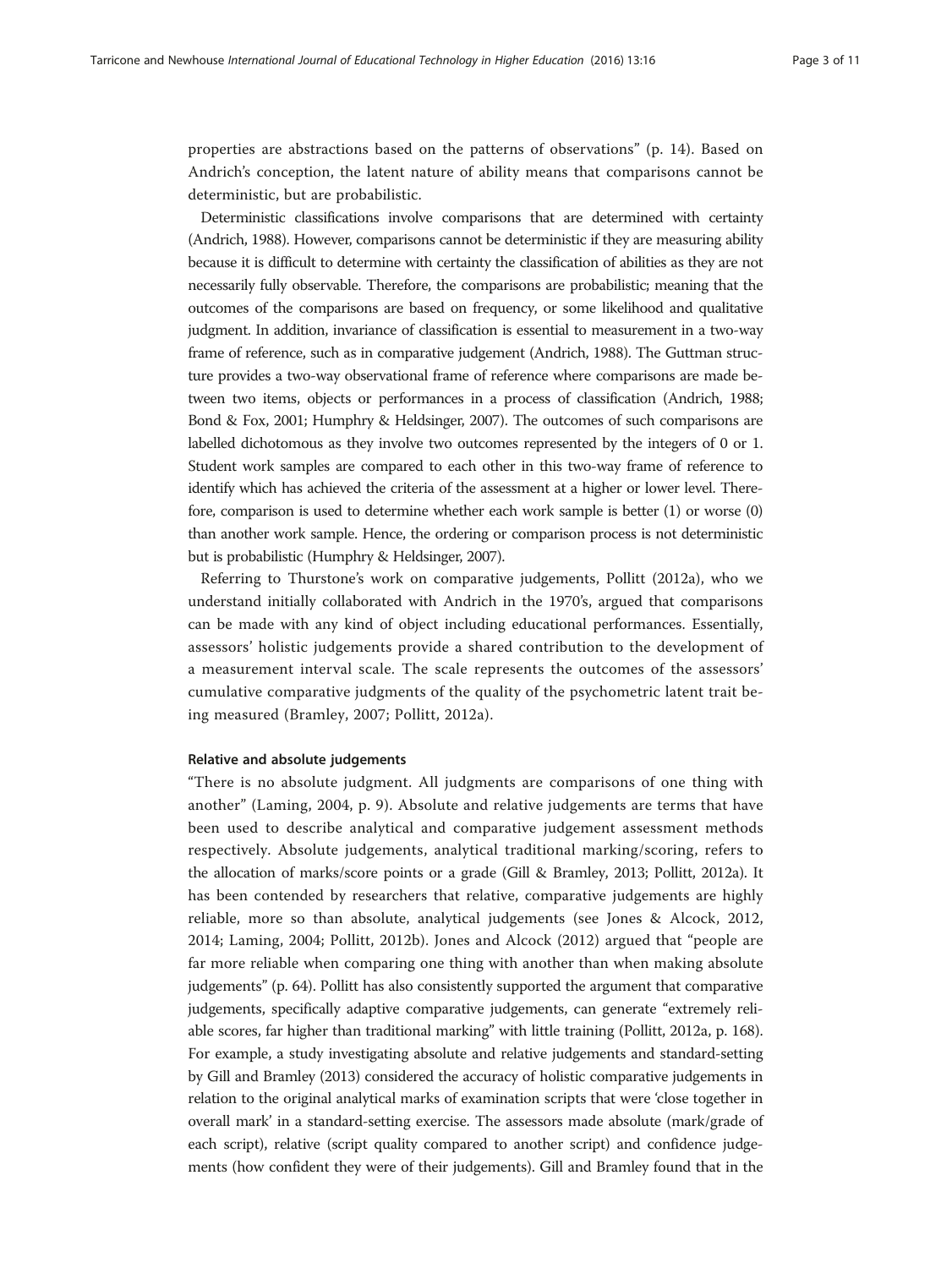properties are abstractions based on the patterns of observations" (p. 14). Based on Andrich's conception, the latent nature of ability means that comparisons cannot be deterministic, but are probabilistic.

Deterministic classifications involve comparisons that are determined with certainty (Andrich, 1988). However, comparisons cannot be deterministic if they are measuring ability because it is difficult to determine with certainty the classification of abilities as they are not necessarily fully observable. Therefore, the comparisons are probabilistic; meaning that the outcomes of the comparisons are based on frequency, or some likelihood and qualitative judgment. In addition, invariance of classification is essential to measurement in a two-way frame of reference, such as in comparative judgement (Andrich, 1988). The Guttman structure provides a two-way observational frame of reference where comparisons are made between two items, objects or performances in a process of classification (Andrich, 1988; Bond & Fox, 2001; Humphry & Heldsinger, 2007). The outcomes of such comparisons are labelled dichotomous as they involve two outcomes represented by the integers of 0 or 1. Student work samples are compared to each other in this two-way frame of reference to identify which has achieved the criteria of the assessment at a higher or lower level. Therefore, comparison is used to determine whether each work sample is better (1) or worse (0) than another work sample. Hence, the ordering or comparison process is not deterministic but is probabilistic (Humphry & Heldsinger, 2007).

Referring to Thurstone's work on comparative judgements, Pollitt (2012a), who we understand initially collaborated with Andrich in the 1970's, argued that comparisons can be made with any kind of object including educational performances. Essentially, assessors' holistic judgements provide a shared contribution to the development of a measurement interval scale. The scale represents the outcomes of the assessors' cumulative comparative judgments of the quality of the psychometric latent trait being measured (Bramley, 2007; Pollitt, 2012a).

#### Relative and absolute judgements

"There is no absolute judgment. All judgments are comparisons of one thing with another" (Laming, 2004, p. 9). Absolute and relative judgements are terms that have been used to describe analytical and comparative judgement assessment methods respectively. Absolute judgements, analytical traditional marking/scoring, refers to the allocation of marks/score points or a grade (Gill & Bramley, 2013; Pollitt, 2012a). It has been contended by researchers that relative, comparative judgements are highly reliable, more so than absolute, analytical judgements (see Jones & Alcock, 2012, 2014; Laming, 2004; Pollitt, 2012b). Jones and Alcock (2012) argued that "people are far more reliable when comparing one thing with another than when making absolute judgements" (p. 64). Pollitt has also consistently supported the argument that comparative judgements, specifically adaptive comparative judgements, can generate "extremely reliable scores, far higher than traditional marking" with little training (Pollitt, 2012a, p. 168). For example, a study investigating absolute and relative judgements and standard-setting by Gill and Bramley (2013) considered the accuracy of holistic comparative judgements in relation to the original analytical marks of examination scripts that were 'close together in overall mark' in a standard-setting exercise. The assessors made absolute (mark/grade of each script), relative (script quality compared to another script) and confidence judgements (how confident they were of their judgements). Gill and Bramley found that in the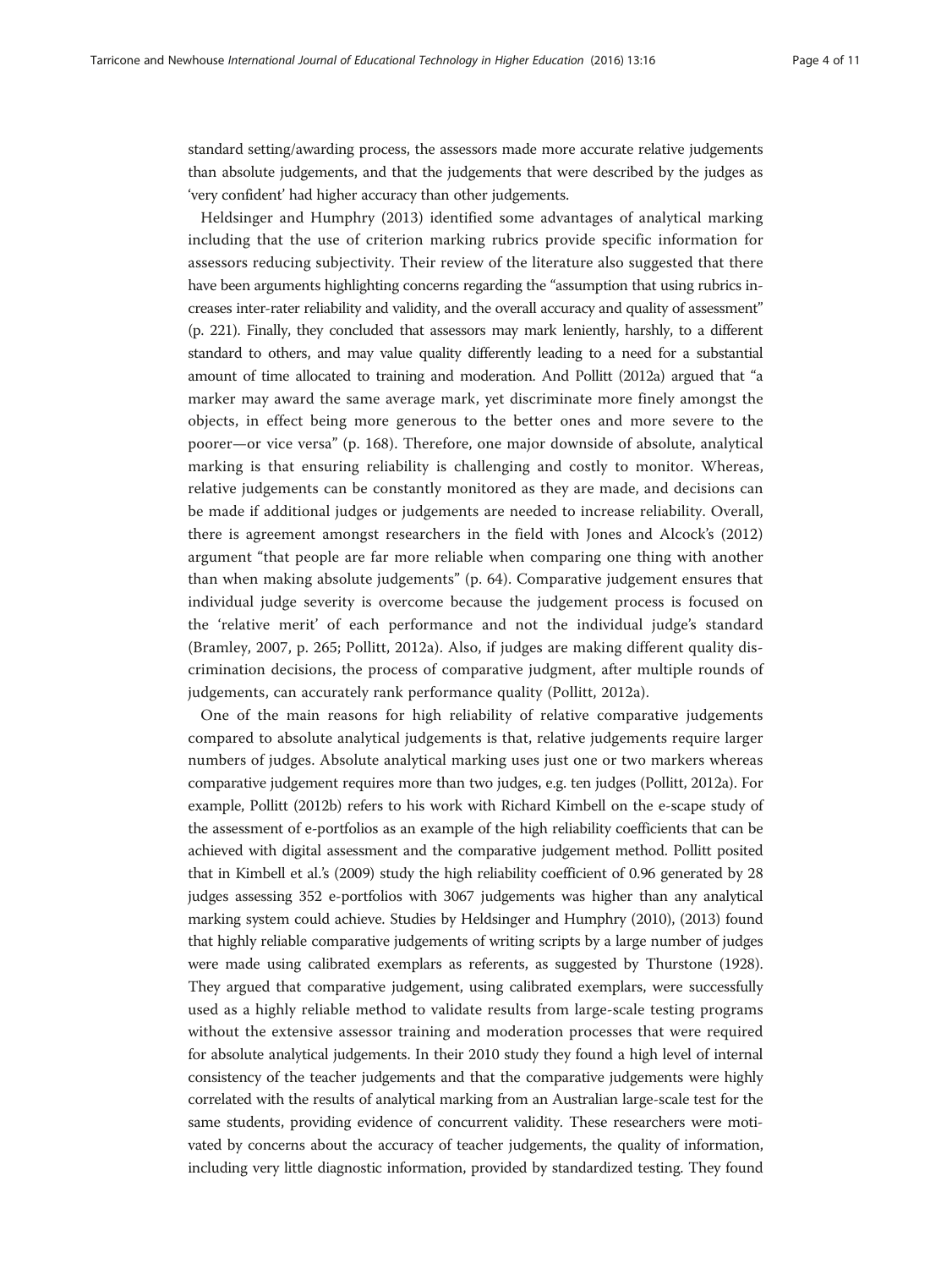standard setting/awarding process, the assessors made more accurate relative judgements than absolute judgements, and that the judgements that were described by the judges as 'very confident' had higher accuracy than other judgements.

Heldsinger and Humphry (2013) identified some advantages of analytical marking including that the use of criterion marking rubrics provide specific information for assessors reducing subjectivity. Their review of the literature also suggested that there have been arguments highlighting concerns regarding the "assumption that using rubrics increases inter-rater reliability and validity, and the overall accuracy and quality of assessment" (p. 221). Finally, they concluded that assessors may mark leniently, harshly, to a different standard to others, and may value quality differently leading to a need for a substantial amount of time allocated to training and moderation. And Pollitt (2012a) argued that "a marker may award the same average mark, yet discriminate more finely amongst the objects, in effect being more generous to the better ones and more severe to the poorer—or vice versa" (p. 168). Therefore, one major downside of absolute, analytical marking is that ensuring reliability is challenging and costly to monitor. Whereas, relative judgements can be constantly monitored as they are made, and decisions can be made if additional judges or judgements are needed to increase reliability. Overall, there is agreement amongst researchers in the field with Jones and Alcock's (2012) argument "that people are far more reliable when comparing one thing with another than when making absolute judgements" (p. 64). Comparative judgement ensures that individual judge severity is overcome because the judgement process is focused on the 'relative merit' of each performance and not the individual judge's standard (Bramley, 2007, p. 265; Pollitt, 2012a). Also, if judges are making different quality discrimination decisions, the process of comparative judgment, after multiple rounds of judgements, can accurately rank performance quality (Pollitt, 2012a).

One of the main reasons for high reliability of relative comparative judgements compared to absolute analytical judgements is that, relative judgements require larger numbers of judges. Absolute analytical marking uses just one or two markers whereas comparative judgement requires more than two judges, e.g. ten judges (Pollitt, 2012a). For example, Pollitt (2012b) refers to his work with Richard Kimbell on the e-scape study of the assessment of e-portfolios as an example of the high reliability coefficients that can be achieved with digital assessment and the comparative judgement method. Pollitt posited that in Kimbell et al.'s (2009) study the high reliability coefficient of 0.96 generated by 28 judges assessing 352 e-portfolios with 3067 judgements was higher than any analytical marking system could achieve. Studies by Heldsinger and Humphry (2010), (2013) found that highly reliable comparative judgements of writing scripts by a large number of judges were made using calibrated exemplars as referents, as suggested by Thurstone (1928). They argued that comparative judgement, using calibrated exemplars, were successfully used as a highly reliable method to validate results from large-scale testing programs without the extensive assessor training and moderation processes that were required for absolute analytical judgements. In their 2010 study they found a high level of internal consistency of the teacher judgements and that the comparative judgements were highly correlated with the results of analytical marking from an Australian large-scale test for the same students, providing evidence of concurrent validity. These researchers were motivated by concerns about the accuracy of teacher judgements, the quality of information, including very little diagnostic information, provided by standardized testing. They found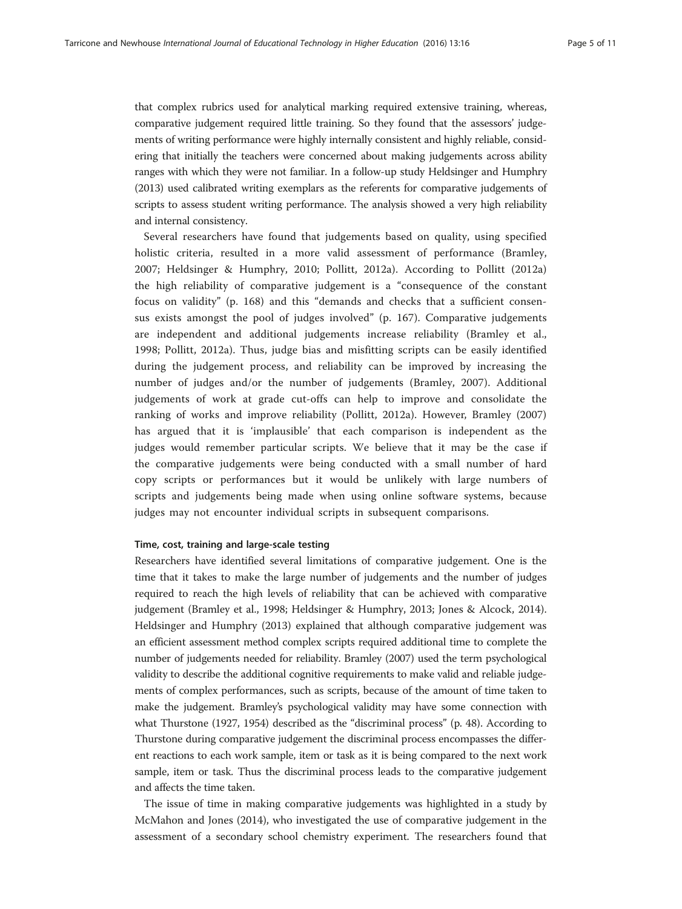that complex rubrics used for analytical marking required extensive training, whereas, comparative judgement required little training. So they found that the assessors' judgements of writing performance were highly internally consistent and highly reliable, considering that initially the teachers were concerned about making judgements across ability ranges with which they were not familiar. In a follow-up study Heldsinger and Humphry (2013) used calibrated writing exemplars as the referents for comparative judgements of scripts to assess student writing performance. The analysis showed a very high reliability and internal consistency.

Several researchers have found that judgements based on quality, using specified holistic criteria, resulted in a more valid assessment of performance (Bramley, 2007; Heldsinger & Humphry, 2010; Pollitt, 2012a). According to Pollitt (2012a) the high reliability of comparative judgement is a "consequence of the constant focus on validity" (p. 168) and this "demands and checks that a sufficient consensus exists amongst the pool of judges involved" (p. 167). Comparative judgements are independent and additional judgements increase reliability (Bramley et al., 1998; Pollitt, 2012a). Thus, judge bias and misfitting scripts can be easily identified during the judgement process, and reliability can be improved by increasing the number of judges and/or the number of judgements (Bramley, 2007). Additional judgements of work at grade cut-offs can help to improve and consolidate the ranking of works and improve reliability (Pollitt, 2012a). However, Bramley (2007) has argued that it is 'implausible' that each comparison is independent as the judges would remember particular scripts. We believe that it may be the case if the comparative judgements were being conducted with a small number of hard copy scripts or performances but it would be unlikely with large numbers of scripts and judgements being made when using online software systems, because judges may not encounter individual scripts in subsequent comparisons.

#### Time, cost, training and large-scale testing

Researchers have identified several limitations of comparative judgement. One is the time that it takes to make the large number of judgements and the number of judges required to reach the high levels of reliability that can be achieved with comparative judgement (Bramley et al., 1998; Heldsinger & Humphry, 2013; Jones & Alcock, 2014). Heldsinger and Humphry (2013) explained that although comparative judgement was an efficient assessment method complex scripts required additional time to complete the number of judgements needed for reliability. Bramley (2007) used the term psychological validity to describe the additional cognitive requirements to make valid and reliable judgements of complex performances, such as scripts, because of the amount of time taken to make the judgement. Bramley's psychological validity may have some connection with what Thurstone (1927, 1954) described as the "discriminal process" (p. 48). According to Thurstone during comparative judgement the discriminal process encompasses the different reactions to each work sample, item or task as it is being compared to the next work sample, item or task. Thus the discriminal process leads to the comparative judgement and affects the time taken.

The issue of time in making comparative judgements was highlighted in a study by McMahon and Jones (2014), who investigated the use of comparative judgement in the assessment of a secondary school chemistry experiment. The researchers found that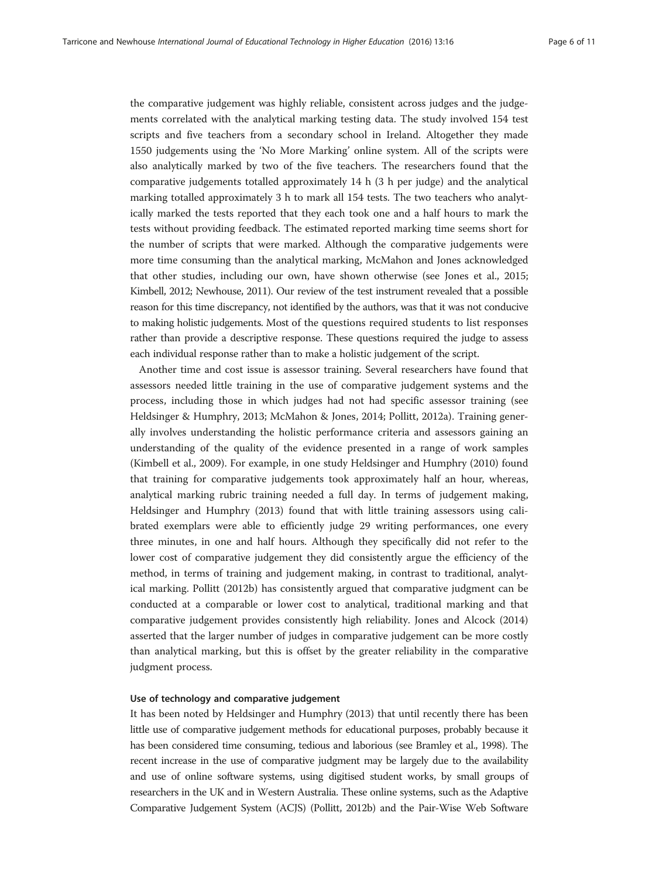the comparative judgement was highly reliable, consistent across judges and the judgements correlated with the analytical marking testing data. The study involved 154 test scripts and five teachers from a secondary school in Ireland. Altogether they made 1550 judgements using the 'No More Marking' online system. All of the scripts were also analytically marked by two of the five teachers. The researchers found that the comparative judgements totalled approximately 14 h (3 h per judge) and the analytical marking totalled approximately 3 h to mark all 154 tests. The two teachers who analytically marked the tests reported that they each took one and a half hours to mark the tests without providing feedback. The estimated reported marking time seems short for the number of scripts that were marked. Although the comparative judgements were more time consuming than the analytical marking, McMahon and Jones acknowledged that other studies, including our own, have shown otherwise (see Jones et al., 2015; Kimbell, 2012; Newhouse, 2011). Our review of the test instrument revealed that a possible reason for this time discrepancy, not identified by the authors, was that it was not conducive to making holistic judgements. Most of the questions required students to list responses rather than provide a descriptive response. These questions required the judge to assess each individual response rather than to make a holistic judgement of the script.

Another time and cost issue is assessor training. Several researchers have found that assessors needed little training in the use of comparative judgement systems and the process, including those in which judges had not had specific assessor training (see Heldsinger & Humphry, 2013; McMahon & Jones, 2014; Pollitt, 2012a). Training generally involves understanding the holistic performance criteria and assessors gaining an understanding of the quality of the evidence presented in a range of work samples (Kimbell et al., 2009). For example, in one study Heldsinger and Humphry (2010) found that training for comparative judgements took approximately half an hour, whereas, analytical marking rubric training needed a full day. In terms of judgement making, Heldsinger and Humphry (2013) found that with little training assessors using calibrated exemplars were able to efficiently judge 29 writing performances, one every three minutes, in one and half hours. Although they specifically did not refer to the lower cost of comparative judgement they did consistently argue the efficiency of the method, in terms of training and judgement making, in contrast to traditional, analytical marking. Pollitt (2012b) has consistently argued that comparative judgment can be conducted at a comparable or lower cost to analytical, traditional marking and that comparative judgement provides consistently high reliability. Jones and Alcock (2014) asserted that the larger number of judges in comparative judgement can be more costly than analytical marking, but this is offset by the greater reliability in the comparative judgment process.

#### Use of technology and comparative judgement

It has been noted by Heldsinger and Humphry (2013) that until recently there has been little use of comparative judgement methods for educational purposes, probably because it has been considered time consuming, tedious and laborious (see Bramley et al., 1998). The recent increase in the use of comparative judgment may be largely due to the availability and use of online software systems, using digitised student works, by small groups of researchers in the UK and in Western Australia. These online systems, such as the Adaptive Comparative Judgement System (ACJS) (Pollitt, 2012b) and the Pair-Wise Web Software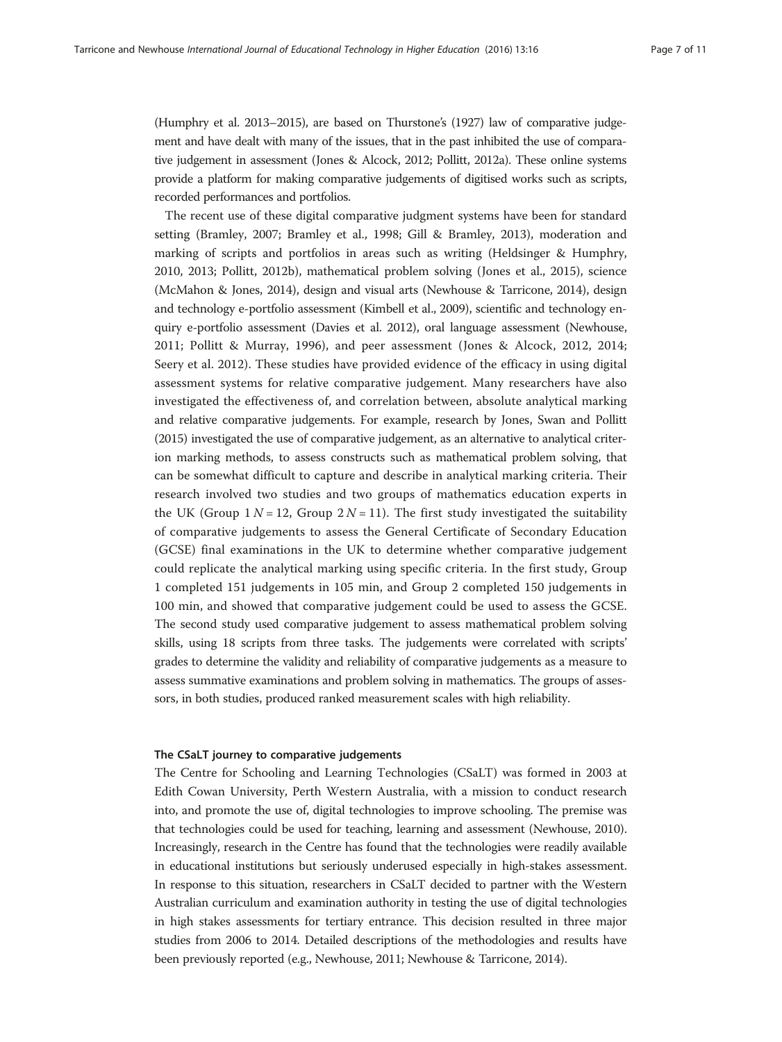(Humphry et al. 2013–2015), are based on Thurstone's (1927) law of comparative judgement and have dealt with many of the issues, that in the past inhibited the use of comparative judgement in assessment (Jones & Alcock, 2012; Pollitt, 2012a). These online systems provide a platform for making comparative judgements of digitised works such as scripts, recorded performances and portfolios.

The recent use of these digital comparative judgment systems have been for standard setting (Bramley, 2007; Bramley et al., 1998; Gill & Bramley, 2013), moderation and marking of scripts and portfolios in areas such as writing (Heldsinger & Humphry, 2010, 2013; Pollitt, 2012b), mathematical problem solving (Jones et al., 2015), science (McMahon & Jones, 2014), design and visual arts (Newhouse & Tarricone, 2014), design and technology e-portfolio assessment (Kimbell et al., 2009), scientific and technology enquiry e-portfolio assessment (Davies et al. 2012), oral language assessment (Newhouse, 2011; Pollitt & Murray, 1996), and peer assessment (Jones & Alcock, 2012, 2014; Seery et al. 2012). These studies have provided evidence of the efficacy in using digital assessment systems for relative comparative judgement. Many researchers have also investigated the effectiveness of, and correlation between, absolute analytical marking and relative comparative judgements. For example, research by Jones, Swan and Pollitt (2015) investigated the use of comparative judgement, as an alternative to analytical criterion marking methods, to assess constructs such as mathematical problem solving, that can be somewhat difficult to capture and describe in analytical marking criteria. Their research involved two studies and two groups of mathematics education experts in the UK (Group 1 $N = 12$, Group 2 $N = 11$). The first study investigated the suitability of comparative judgements to assess the General Certificate of Secondary Education (GCSE) final examinations in the UK to determine whether comparative judgement could replicate the analytical marking using specific criteria. In the first study, Group 1 completed 151 judgements in 105 min, and Group 2 completed 150 judgements in 100 min, and showed that comparative judgement could be used to assess the GCSE. The second study used comparative judgement to assess mathematical problem solving skills, using 18 scripts from three tasks. The judgements were correlated with scripts' grades to determine the validity and reliability of comparative judgements as a measure to assess summative examinations and problem solving in mathematics. The groups of assessors, in both studies, produced ranked measurement scales with high reliability.

### The CSaLT journey to comparative judgements

The Centre for Schooling and Learning Technologies (CSaLT) was formed in 2003 at Edith Cowan University, Perth Western Australia, with a mission to conduct research into, and promote the use of, digital technologies to improve schooling. The premise was that technologies could be used for teaching, learning and assessment (Newhouse, 2010). Increasingly, research in the Centre has found that the technologies were readily available in educational institutions but seriously underused especially in high-stakes assessment. In response to this situation, researchers in CSaLT decided to partner with the Western Australian curriculum and examination authority in testing the use of digital technologies in high stakes assessments for tertiary entrance. This decision resulted in three major studies from 2006 to 2014. Detailed descriptions of the methodologies and results have been previously reported (e.g., Newhouse, 2011; Newhouse & Tarricone, 2014).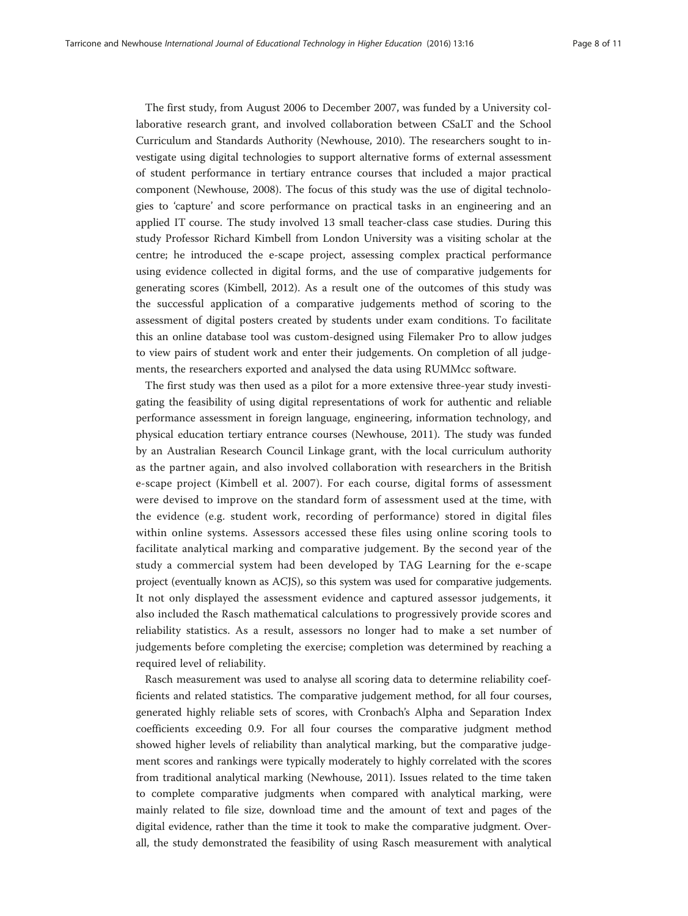The first study, from August 2006 to December 2007, was funded by a University collaborative research grant, and involved collaboration between CSaLT and the School Curriculum and Standards Authority (Newhouse, 2010). The researchers sought to investigate using digital technologies to support alternative forms of external assessment of student performance in tertiary entrance courses that included a major practical component (Newhouse, 2008). The focus of this study was the use of digital technologies to 'capture' and score performance on practical tasks in an engineering and an applied IT course. The study involved 13 small teacher-class case studies. During this study Professor Richard Kimbell from London University was a visiting scholar at the centre; he introduced the e-scape project, assessing complex practical performance using evidence collected in digital forms, and the use of comparative judgements for generating scores (Kimbell, 2012). As a result one of the outcomes of this study was the successful application of a comparative judgements method of scoring to the assessment of digital posters created by students under exam conditions. To facilitate this an online database tool was custom-designed using Filemaker Pro to allow judges to view pairs of student work and enter their judgements. On completion of all judgements, the researchers exported and analysed the data using RUMMcc software.

The first study was then used as a pilot for a more extensive three-year study investigating the feasibility of using digital representations of work for authentic and reliable performance assessment in foreign language, engineering, information technology, and physical education tertiary entrance courses (Newhouse, 2011). The study was funded by an Australian Research Council Linkage grant, with the local curriculum authority as the partner again, and also involved collaboration with researchers in the British e-scape project (Kimbell et al. 2007). For each course, digital forms of assessment were devised to improve on the standard form of assessment used at the time, with the evidence (e.g. student work, recording of performance) stored in digital files within online systems. Assessors accessed these files using online scoring tools to facilitate analytical marking and comparative judgement. By the second year of the study a commercial system had been developed by TAG Learning for the e-scape project (eventually known as ACJS), so this system was used for comparative judgements. It not only displayed the assessment evidence and captured assessor judgements, it also included the Rasch mathematical calculations to progressively provide scores and reliability statistics. As a result, assessors no longer had to make a set number of judgements before completing the exercise; completion was determined by reaching a required level of reliability.

Rasch measurement was used to analyse all scoring data to determine reliability coefficients and related statistics. The comparative judgement method, for all four courses, generated highly reliable sets of scores, with Cronbach's Alpha and Separation Index coefficients exceeding 0.9. For all four courses the comparative judgment method showed higher levels of reliability than analytical marking, but the comparative judgement scores and rankings were typically moderately to highly correlated with the scores from traditional analytical marking (Newhouse, 2011). Issues related to the time taken to complete comparative judgments when compared with analytical marking, were mainly related to file size, download time and the amount of text and pages of the digital evidence, rather than the time it took to make the comparative judgment. Overall, the study demonstrated the feasibility of using Rasch measurement with analytical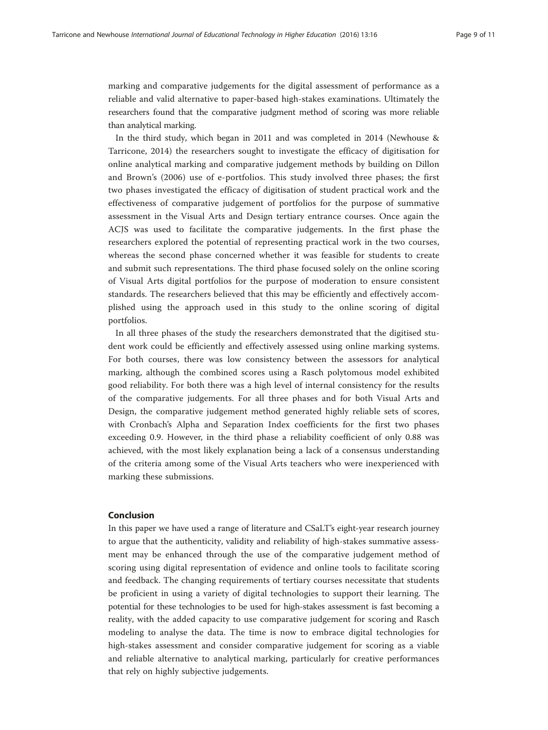marking and comparative judgements for the digital assessment of performance as a reliable and valid alternative to paper-based high-stakes examinations. Ultimately the researchers found that the comparative judgment method of scoring was more reliable than analytical marking.

In the third study, which began in 2011 and was completed in 2014 (Newhouse & Tarricone, 2014) the researchers sought to investigate the efficacy of digitisation for online analytical marking and comparative judgement methods by building on Dillon and Brown's (2006) use of e-portfolios. This study involved three phases; the first two phases investigated the efficacy of digitisation of student practical work and the effectiveness of comparative judgement of portfolios for the purpose of summative assessment in the Visual Arts and Design tertiary entrance courses. Once again the ACJS was used to facilitate the comparative judgements. In the first phase the researchers explored the potential of representing practical work in the two courses, whereas the second phase concerned whether it was feasible for students to create and submit such representations. The third phase focused solely on the online scoring of Visual Arts digital portfolios for the purpose of moderation to ensure consistent standards. The researchers believed that this may be efficiently and effectively accomplished using the approach used in this study to the online scoring of digital portfolios.

In all three phases of the study the researchers demonstrated that the digitised student work could be efficiently and effectively assessed using online marking systems. For both courses, there was low consistency between the assessors for analytical marking, although the combined scores using a Rasch polytomous model exhibited good reliability. For both there was a high level of internal consistency for the results of the comparative judgements. For all three phases and for both Visual Arts and Design, the comparative judgement method generated highly reliable sets of scores, with Cronbach's Alpha and Separation Index coefficients for the first two phases exceeding 0.9. However, in the third phase a reliability coefficient of only 0.88 was achieved, with the most likely explanation being a lack of a consensus understanding of the criteria among some of the Visual Arts teachers who were inexperienced with marking these submissions.

## Conclusion

In this paper we have used a range of literature and CSaLT's eight-year research journey to argue that the authenticity, validity and reliability of high-stakes summative assessment may be enhanced through the use of the comparative judgement method of scoring using digital representation of evidence and online tools to facilitate scoring and feedback. The changing requirements of tertiary courses necessitate that students be proficient in using a variety of digital technologies to support their learning. The potential for these technologies to be used for high-stakes assessment is fast becoming a reality, with the added capacity to use comparative judgement for scoring and Rasch modeling to analyse the data. The time is now to embrace digital technologies for high-stakes assessment and consider comparative judgement for scoring as a viable and reliable alternative to analytical marking, particularly for creative performances that rely on highly subjective judgements.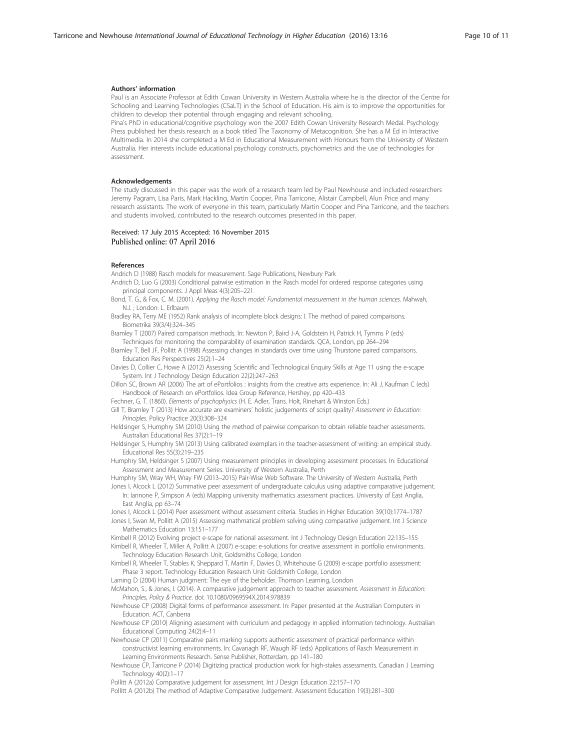#### Authors' information

Paul is an Associate Professor at Edith Cowan University in Western Australia where he is the director of the Centre for Schooling and Learning Technologies (CSaLT) in the School of Education. His aim is to improve the opportunities for children to develop their potential through engaging and relevant schooling.

Pina's PhD in educational/cognitive psychology won the 2007 Edith Cowan University Research Medal. Psychology Press published her thesis research as a book titled The Taxonomy of Metacognition. She has a M Ed in Interactive Multimedia. In 2014 she completed a M Ed in Educational Measurement with Honours from the University of Western Australia. Her interests include educational psychology constructs, psychometrics and the use of technologies for assessment.

#### Acknowledgements

The study discussed in this paper was the work of a research team led by Paul Newhouse and included researchers Jeremy Pagram, Lisa Paris, Mark Hackling, Martin Cooper, Pina Tarricone, Alistair Campbell, Alun Price and many research assistants. The work of everyone in this team, particularly Martin Cooper and Pina Tarricone, and the teachers and students involved, contributed to the research outcomes presented in this paper.

Received: 17 July 2015 Accepted: 16 November 2015
Published online: 07 April 2016

#### References

Andrich D (1988) Rasch models for measurement. Sage Publications, Newbury Park

Andrich D, Luo G (2003) Conditional pairwise estimation in the Rasch model for ordered response categories using principal components. J Appl Meas 4(3):205–221

Bond, T. G., & Fox, C. M. (2001). *Applying the Rasch model: Fundamental measurement in the human sciences*. Mahwah, N.J. ; London: L. Erlbaum

Bradley RA, Terry ME (1952) Rank analysis of incomplete block designs: I. The method of paired comparisons. Biometrika 39(3/4):324–345

Bramley T (2007) Paired comparison methods. In: Newton P, Baird J-A, Goldstein H, Patrick H, Tymms P (eds) Techniques for monitoring the comparability of examination standards. QCA, London, pp 264–294

Bramley T, Bell JF, Pollitt A (1998) Assessing changes in standards over time using Thurstone paired comparisons. Education Res Perspectives 25(2):1–24

Davies D, Collier C, Howe A (2012) Assessing Scientific and Technological Enquiry Skills at Age 11 using the e-scape System. Int J Technology Design Education 22(2):247–263

Dillon SC, Brown AR (2006) The art of ePortfolios : insights from the creative arts experience. In: Ali J, Kaufman C (eds) Handbook of Research on ePortfolios. Idea Group Reference, Hershey, pp 420–433

Fechner, G. T. (1860). *Elements of psychophysics* (H. E. Adler, Trans. Holt, Rinehart & Winston Eds.)

Gill T, Bramley T (2013) How accurate are examiners' holistic judgements of script quality? *Assessment in Education: Principles*. Policy Practice 20(3):308–324

Heldsinger S, Humphry SM (2010) Using the method of pairwise comparison to obtain reliable teacher assessments. Australian Educational Res 37(2):1–19

Heldsinger S, Humphry SM (2013) Using calibrated exemplars in the teacher-assessment of writing: an empirical study. Educational Res 55(3):219–235

Humphry SM, Heldsinger S (2007) Using measurement principles in developing assessment processes. In: Educational Assessment and Measurement Series. University of Western Australia, Perth

Humphry SM, Wray WH, Wray FW (2013–2015) Pair-Wise Web Software. The University of Western Australia, Perth

Jones I, Alcock L (2012) Summative peer assessment of undergraduate calculus using adaptive comparative judgement. In: Iannone P, Simpson A (eds) Mapping university mathematics assessment practices. University of East Anglia, East Anglia, pp 63–74

Jones I, Alcock L (2014) Peer assessment without assessment criteria. Studies in Higher Education 39(10):1774–1787

Jones I, Swan M, Pollitt A (2015) Assessing mathmatical problem solving using comparative judgement. Int J Science Mathematics Education 13:151–177

Kimbell R (2012) Evolving project e-scape for national assessment. Int J Technology Design Education 22:135–155

Kimbell R, Wheeler T, Miller A, Pollitt A (2007) e-scape: e-solutions for creative assessment in portfolio environments. Technology Education Research Unit, Goldsmiths College, London

Kimbell R, Wheeler T, Stables K, Sheppard T, Martin F, Davies D, Whitehouse G (2009) e-scape portfolio assessment: Phase 3 report. Technology Education Research Unit: Goldsmith College, London

Laming D (2004) Human judgment: The eye of the beholder. Thomson Learning, London

McMahon, S., & Jones, I. (2014). A comparative judgement approach to teacher assessment. *Assessment in Education: Principles, Policy & Practice*. doi: 10.1080/0969594X.2014.978839

Newhouse CP (2008) Digital forms of performance assessment. In: Paper presented at the Australian Computers in Education. ACT, Canberra

Newhouse CP (2010) Aligning assessment with curriculum and pedagogy in applied information technology. Australian Educational Computing 24(2):4–11

Newhouse CP (2011) Comparative pairs marking supports authentic assessment of practical performance within constructivist learning environments. In: Cavanagh RF, Waugh RF (eds) Applications of Rasch Measurement in Learning Environments Research. Sense Publisher, Rotterdam, pp 141–180

Newhouse CP, Tarricone P (2014) Digitizing practical production work for high-stakes assessments. Canadian J Learning Technology 40(2):1–17

Pollitt A (2012a) Comparative judgement for assessment. Int J Design Education 22:157–170

Pollitt A (2012b) The method of Adaptive Comparative Judgement. Assessment Education 19(3):281–300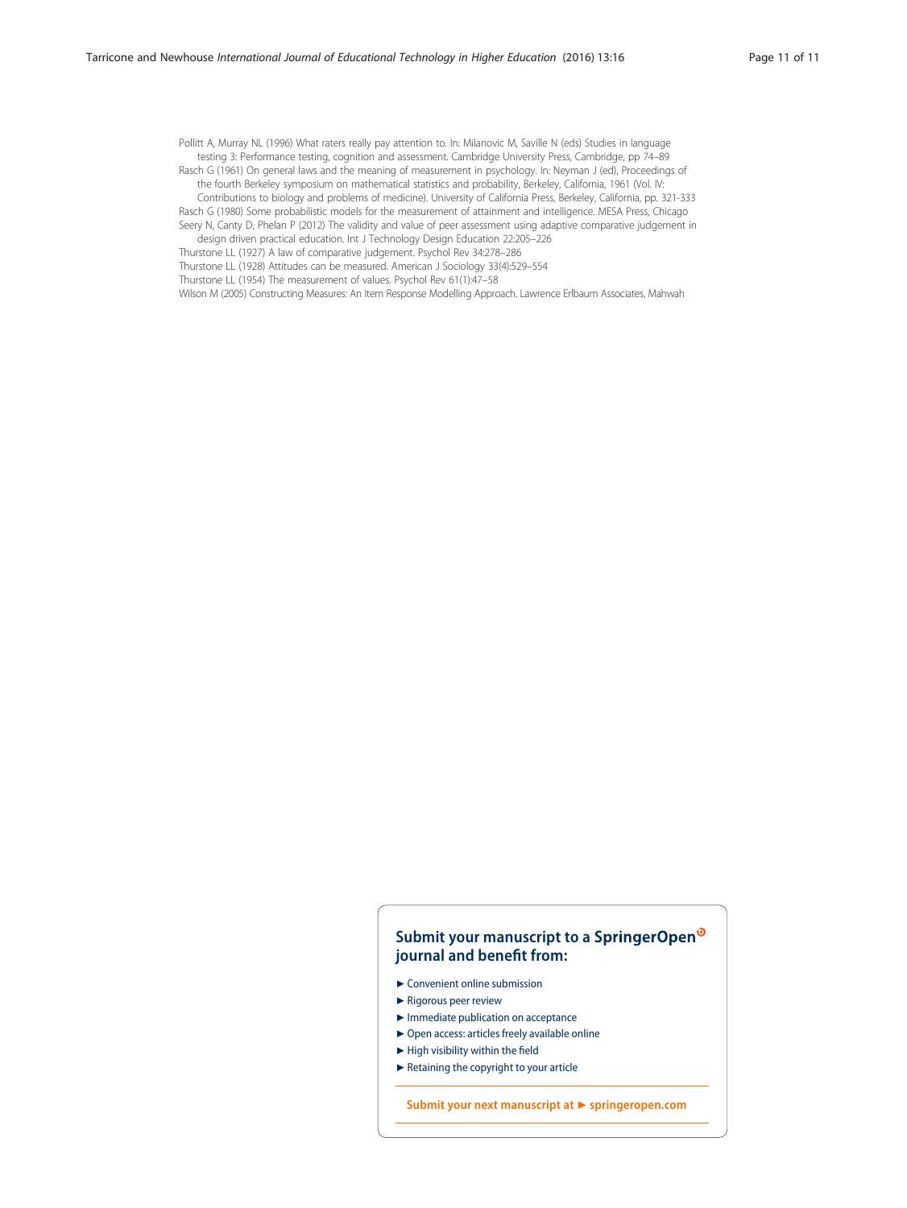Pollitt A, Murray NL (1996) What raters really pay attention to. In: Milanovic M, Saville N (eds) Studies in language testing 3: Performance testing, cognition and assessment. Cambridge University Press, Cambridge, pp 74–89

Rasch G (1961) On general laws and the meaning of measurement in psychology. In: Neyman J (ed), Proceedings of the fourth Berkeley symposium on mathematical statistics and probability, Berkeley, California, 1961 (Vol. IV: Contributions to biology and problems of medicine). University of California Press, Berkeley, California, pp. 321-333

Rasch G (1980) Some probabilistic models for the measurement of attainment and intelligence. MESA Press, Chicago

Seery N, Canty D, Phelan P (2012) The validity and value of peer assessment using adaptive comparative judgement in design driven practical education. Int J Technology Design Education 22:205–226

Thurstone LL (1927) A law of comparative judgement. Psychol Rev 34:278–286

Thurstone LL (1928) Attitudes can be measured. American J Sociology 33(4):529–554

Thurstone LL (1954) The measurement of values. Psychol Rev 61(1):47–58

Wilson M (2005) Constructing Measures: An Item Response Modelling Approach. Lawrence Erlbaum Associates, Mahwah

**Submit your manuscript to a SpringerOpen journal and benefit from:**

- ► Convenient online submission
- ► Rigorous peer review
- ► Immediate publication on acceptance
- ► Open access: articles freely available online
- ► High visibility within the field
- ► Retaining the copyright to your article

**Submit your next manuscript at ► springeropen.com**